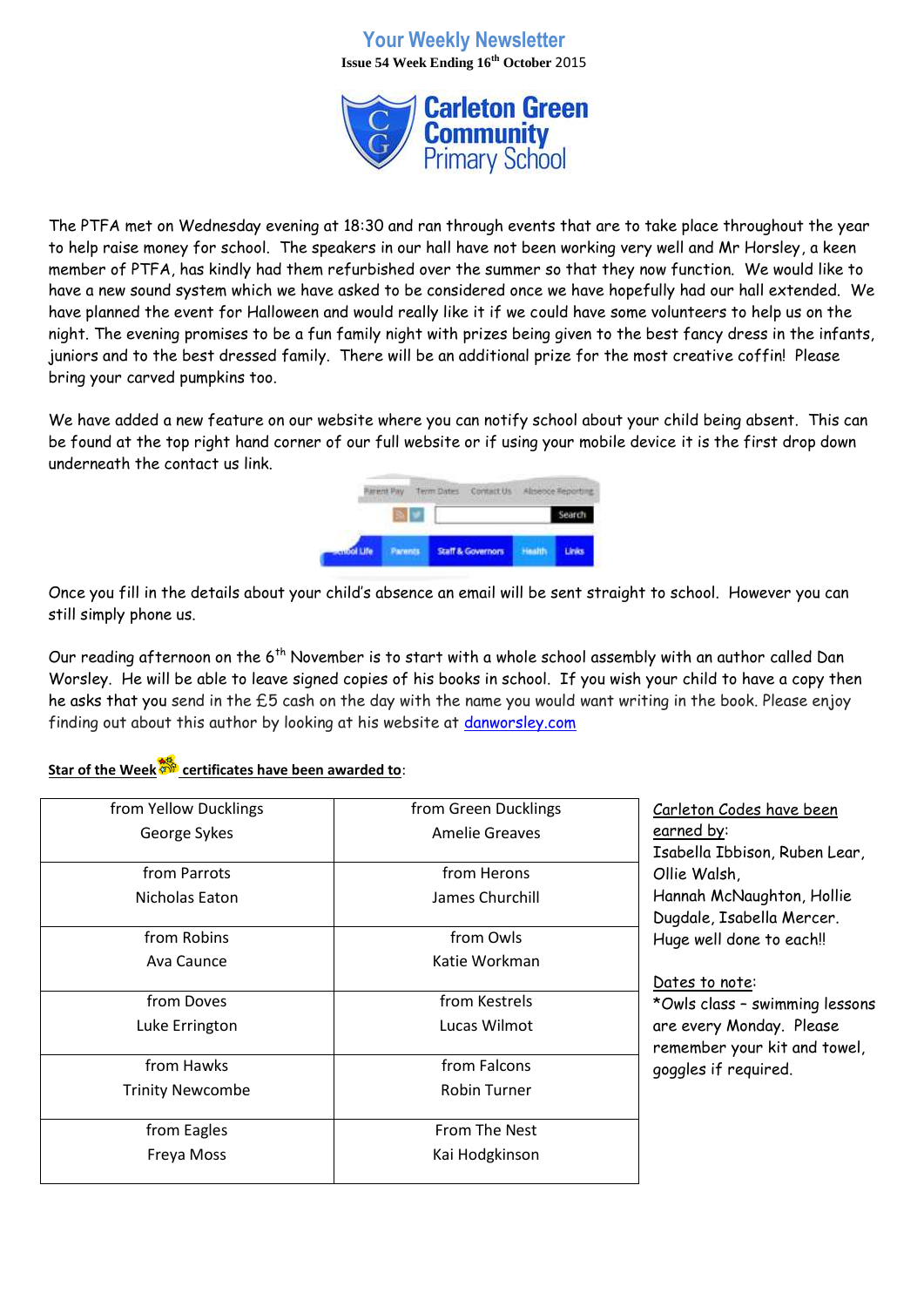# Your Weekly Newsletter

**Issue 54 Week Ending 16th October 2015**

**Carleton Green Community Primary School**

The PTFA met on Wednesday evening at 18:30 and ran through events that are to take place throughout the year to help raise money for school. The speakers in our hall have not been working very well and Mr Horsley, a keen member of PTFA, has kindly had them refurbished over the summer so that they now function. We would like to have a new sound system which we have asked to be considered once we have hopefully had our hall extended. We have planned the event for Halloween and would really like it if we could have some volunteers to help us on the night. The evening promises to be a fun family night with prizes being given to the best fancy dress in the infants, juniors and to the best dressed family. There will be an additional prize for the most creative coffin! Please bring your carved pumpkins too.

We have added a new feature on our website where you can notify school about your child being absent. This can be found at the top right hand corner of our full website or if using your mobile device it is the first drop down underneath the contact us link.

Parent Pay | Term Dates | Contact Us | Absence Reporting

Search

School Life | Parents | Staff & Governors | Health | Links

Once you fill in the details about your child's absence an email will be sent straight to school. However you can still simply phone us.

Our reading afternoon on the 6th November is to start with a whole school assembly with an author called Dan Worsley. He will be able to leave signed copies of his books in school. If you wish your child to have a copy then he asks that you send in the £5 cash on the day with the name you would want writing in the book. Please enjoy finding out about this author by looking at his website at [danworsley.com](danworsley.com)

**<u>Star of the Week certificates have been awarded to</u>:**

| | |
|---|---|
| from Yellow Ducklings<br>George Sykes | from Green Ducklings<br>Amelie Greaves |
| from Parrots<br>Nicholas Eaton | from Herons<br>James Churchill |
| from Robins<br>Ava Caunce | from Owls<br>Katie Workman |
| from Doves<br>Luke Errington | from Kestrels<br>Lucas Wilmot |
| from Hawks<br>Trinity Newcombe | from Falcons<br>Robin Turner |
| from Eagles<br>Freya Moss | From The Nest<br>Kai Hodgkinson |

<u>Carleton Codes have been earned by</u>:
Isabella Ibbison, Ruben Lear, Ollie Walsh,
Hannah McNaughton, Hollie Dugdale, Isabella Mercer.
Huge well done to each!!

<u>Dates to note</u>:
*Owls class – swimming lessons are every Monday. Please remember your kit and towel, goggles if required.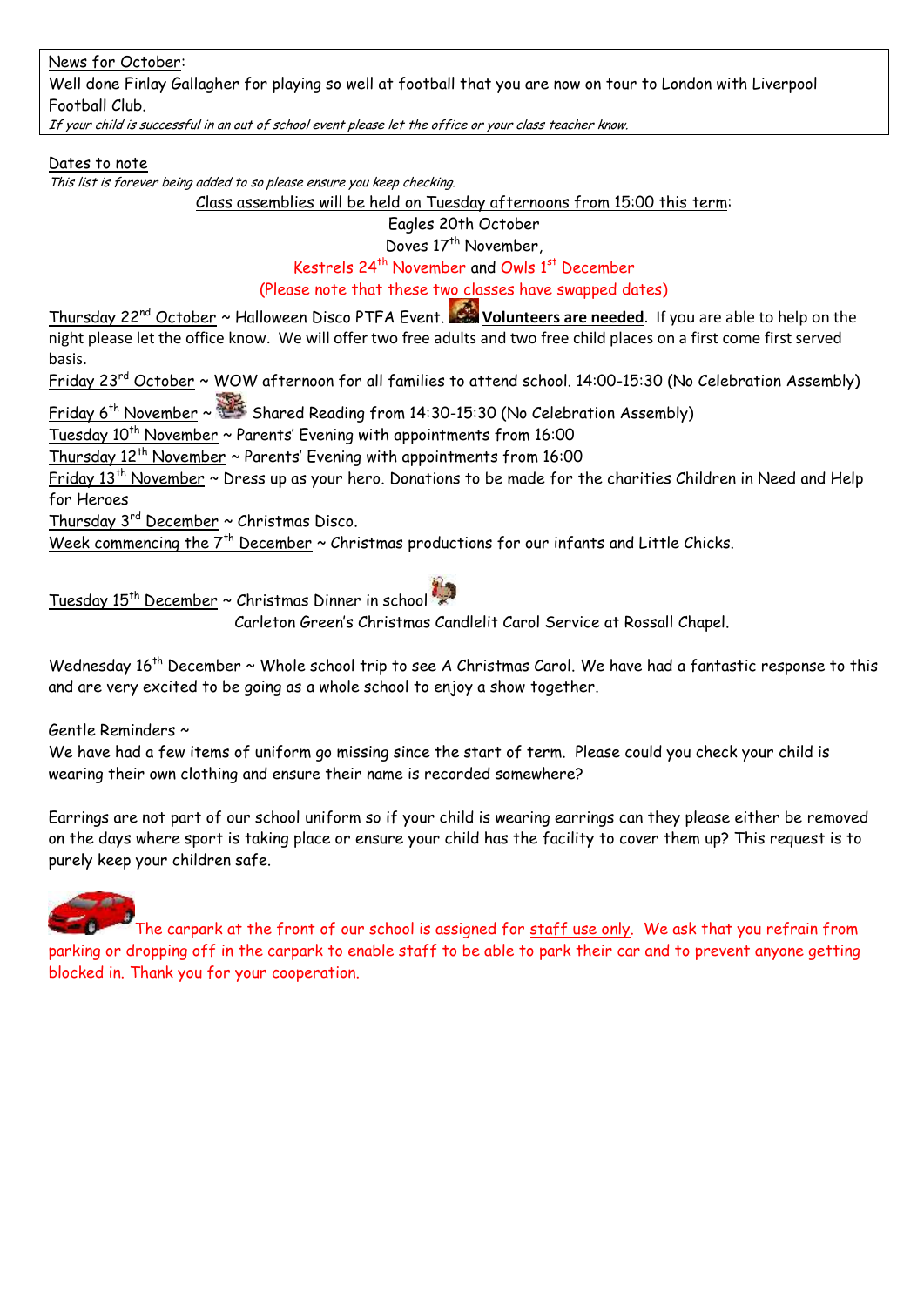News for October:

Well done Finlay Gallagher for playing so well at football that you are now on tour to London with Liverpool Football Club.

*If your child is successful in an out of school event please let the office or your class teacher know.*

Dates to note

*This list is forever being added to so please ensure you keep checking.*

Class assemblies will be held on Tuesday afternoons from 15:00 this term:

Eagles 20th October

Doves 17th November,

Kestrels 24th November and Owls 1st December

(Please note that these two classes have swapped dates)

Thursday 22nd October ~ Halloween Disco PTFA Event. **Volunteers are needed**. If you are able to help on the night please let the office know. We will offer two free adults and two free child places on a first come first served basis.

Friday 23rd October ~ WOW afternoon for all families to attend school. 14:00-15:30 (No Celebration Assembly)

Friday 6th November ~ Shared Reading from 14:30-15:30 (No Celebration Assembly)

Tuesday 10th November ~ Parents' Evening with appointments from 16:00

Thursday 12th November ~ Parents' Evening with appointments from 16:00

Friday 13th November ~ Dress up as your hero. Donations to be made for the charities Children in Need and Help for Heroes

Thursday 3rd December ~ Christmas Disco.

Week commencing the 7th December ~ Christmas productions for our infants and Little Chicks.

Tuesday 15th December ~ Christmas Dinner in school

Carleton Green's Christmas Candlelit Carol Service at Rossall Chapel.

Wednesday 16th December ~ Whole school trip to see A Christmas Carol. We have had a fantastic response to this and are very excited to be going as a whole school to enjoy a show together.

Gentle Reminders ~

We have had a few items of uniform go missing since the start of term. Please could you check your child is wearing their own clothing and ensure their name is recorded somewhere?

Earrings are not part of our school uniform so if your child is wearing earrings can they please either be removed on the days where sport is taking place or ensure your child has the facility to cover them up? This request is to purely keep your children safe.

The carpark at the front of our school is assigned for staff use only. We ask that you refrain from parking or dropping off in the carpark to enable staff to be able to park their car and to prevent anyone getting blocked in. Thank you for your cooperation.